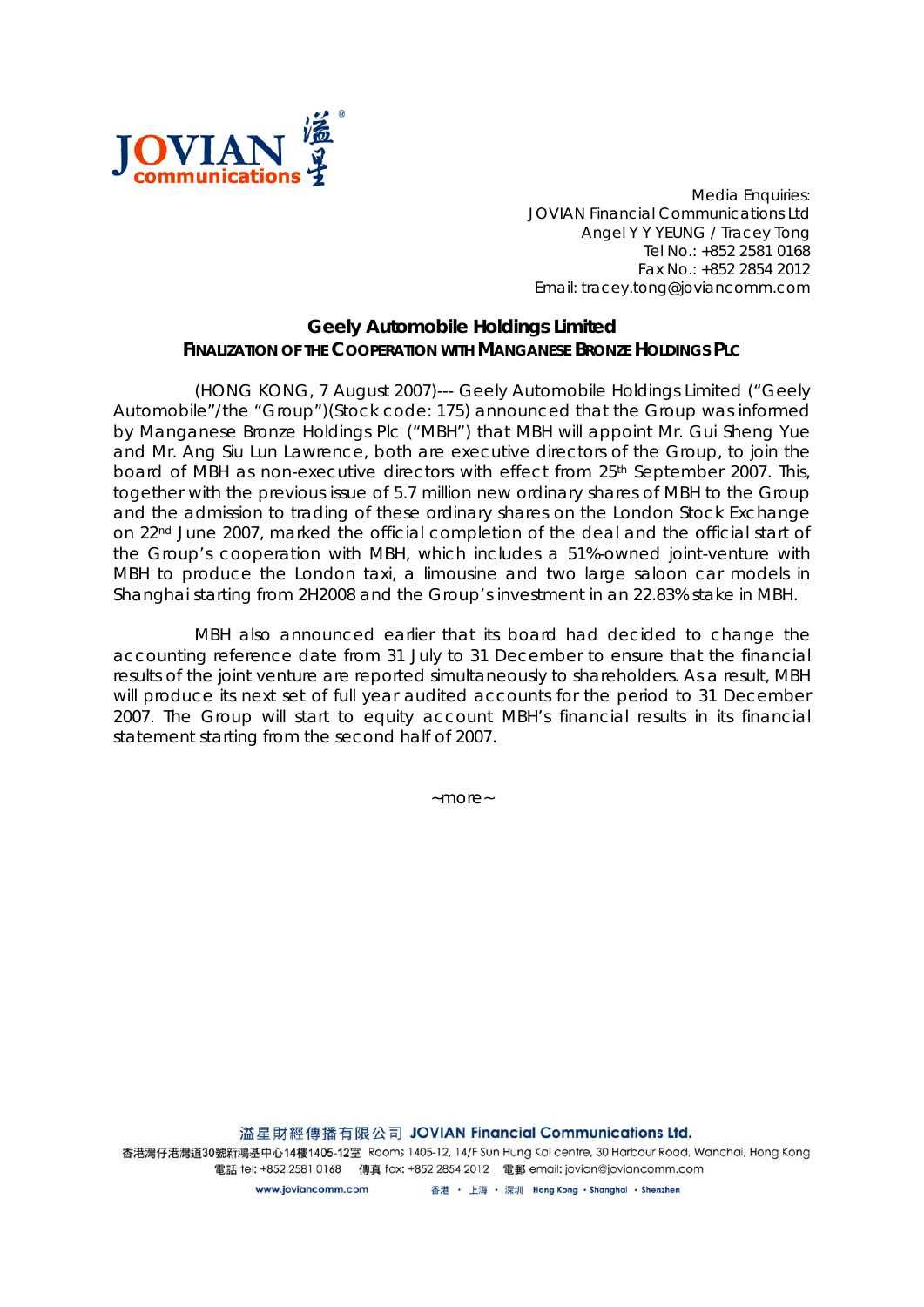Media Enquiries:
JOVIAN Financial Communications Ltd
Angel Y Y YEUNG / Tracey Tong
Tel No.: +852 2581 0168
Fax No.: +852 2854 2012
Email: tracey.tong@joviancomm.com

## Geely Automobile Holdings Limited

### FINALIZATION OF THE COOPERATION WITH MANGANESE BRONZE HOLDINGS PLC

(HONG KONG, 7 August 2007)--- Geely Automobile Holdings Limited ("Geely Automobile"/the "Group")(Stock code: 175) announced that the Group was informed by Manganese Bronze Holdings Plc ("MBH") that MBH will appoint Mr. Gui Sheng Yue and Mr. Ang Siu Lun Lawrence, both are executive directors of the Group, to join the board of MBH as non-executive directors with effect from 25th September 2007. This, together with the previous issue of 5.7 million new ordinary shares of MBH to the Group and the admission to trading of these ordinary shares on the London Stock Exchange on 22nd June 2007, marked the official completion of the deal and the official start of the Group's cooperation with MBH, which includes a 51%-owned joint-venture with MBH to produce the London taxi, a limousine and two large saloon car models in Shanghai starting from 2H2008 and the Group's investment in an 22.83% stake in MBH.

MBH also announced earlier that its board had decided to change the accounting reference date from 31 July to 31 December to ensure that the financial results of the joint venture are reported simultaneously to shareholders. As a result, MBH will produce its next set of full year audited accounts for the period to 31 December 2007. The Group will start to equity account MBH's financial results in its financial statement starting from the second half of 2007.

~more~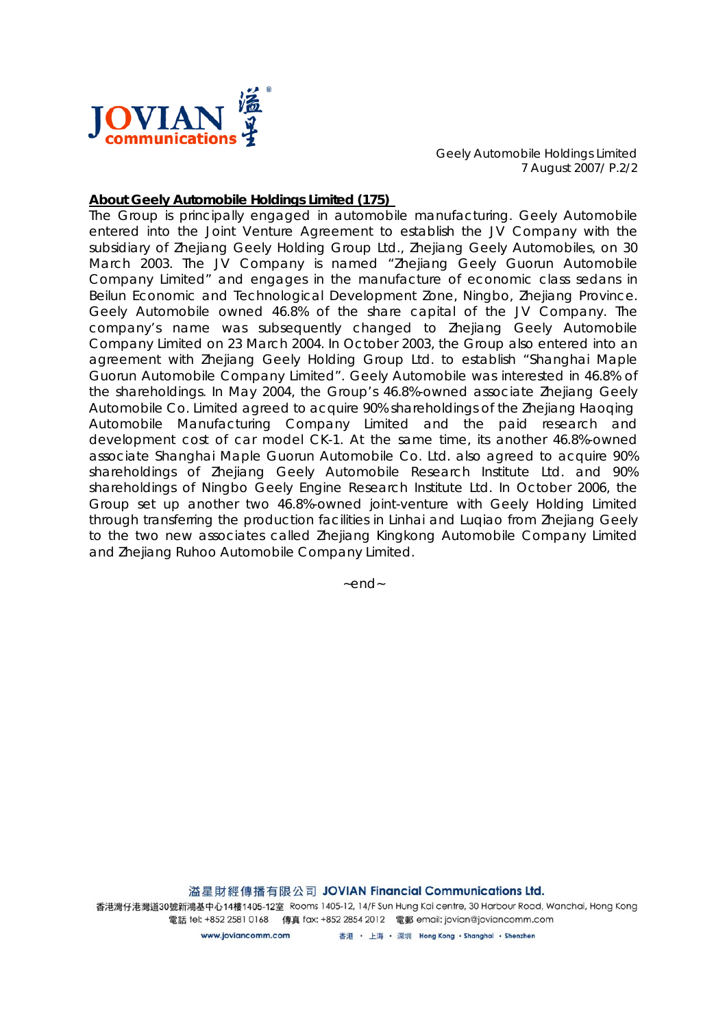## About Geely Automobile Holdings Limited (175)

The Group is principally engaged in automobile manufacturing. Geely Automobile entered into the Joint Venture Agreement to establish the JV Company with the subsidiary of Zhejiang Geely Holding Group Ltd., Zhejiang Geely Automobiles, on 30 March 2003. The JV Company is named "Zhejiang Geely Guorun Automobile Company Limited" and engages in the manufacture of economic class sedans in Beilun Economic and Technological Development Zone, Ningbo, Zhejiang Province. Geely Automobile owned 46.8% of the share capital of the JV Company. The company's name was subsequently changed to Zhejiang Geely Automobile Company Limited on 23 March 2004. In October 2003, the Group also entered into an agreement with Zhejiang Geely Holding Group Ltd. to establish "Shanghai Maple Guorun Automobile Company Limited". Geely Automobile was interested in 46.8% of the shareholdings. In May 2004, the Group's 46.8%-owned associate Zhejiang Geely Automobile Co. Limited agreed to acquire 90% shareholdings of the Zhejiang Haoqing Automobile Manufacturing Company Limited and the paid research and development cost of car model CK-1. At the same time, its another 46.8%-owned associate Shanghai Maple Guorun Automobile Co. Ltd. also agreed to acquire 90% shareholdings of Zhejiang Geely Automobile Research Institute Ltd. and 90% shareholdings of Ningbo Geely Engine Research Institute Ltd. In October 2006, the Group set up another two 46.8%-owned joint-venture with Geely Holding Limited through transferring the production facilities in Linhai and Luqiao from Zhejiang Geely to the two new associates called Zhejiang Kingkong Automobile Company Limited and Zhejiang Ruhoo Automobile Company Limited.

~end~